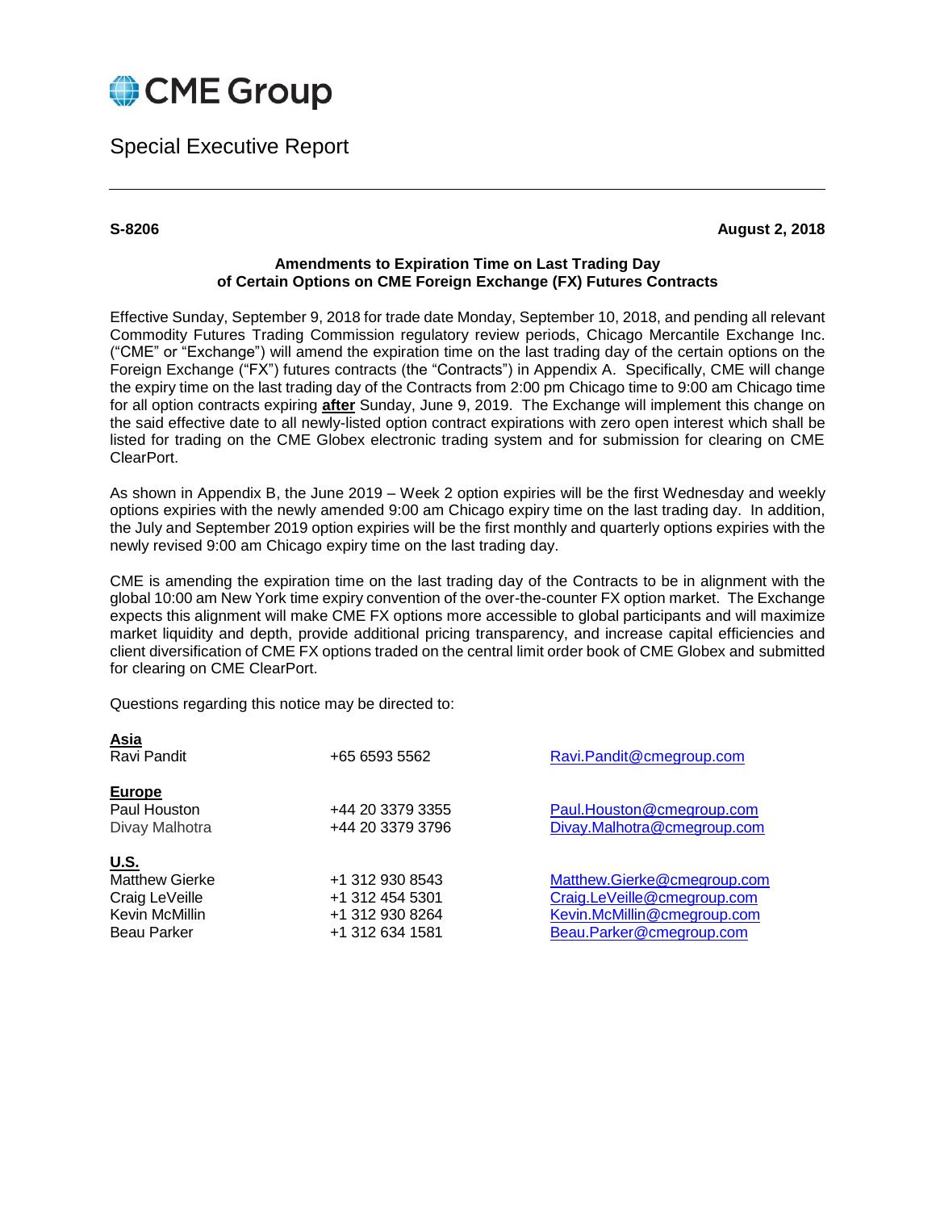# CME Group

## Special Executive Report

**S-8206** **August 2, 2018**

**Amendments to Expiration Time on Last Trading Day of Certain Options on CME Foreign Exchange (FX) Futures Contracts**

Effective Sunday, September 9, 2018 for trade date Monday, September 10, 2018, and pending all relevant Commodity Futures Trading Commission regulatory review periods, Chicago Mercantile Exchange Inc. ("CME" or "Exchange") will amend the expiration time on the last trading day of the certain options on the Foreign Exchange ("FX") futures contracts (the "Contracts") in Appendix A. Specifically, CME will change the expiry time on the last trading day of the Contracts from 2:00 pm Chicago time to 9:00 am Chicago time for all option contracts expiring **after** Sunday, June 9, 2019. The Exchange will implement this change on the said effective date to all newly-listed option contract expirations with zero open interest which shall be listed for trading on the CME Globex electronic trading system and for submission for clearing on CME ClearPort.

As shown in Appendix B, the June 2019 – Week 2 option expiries will be the first Wednesday and weekly options expiries with the newly amended 9:00 am Chicago expiry time on the last trading day. In addition, the July and September 2019 option expiries will be the first monthly and quarterly options expiries with the newly revised 9:00 am Chicago expiry time on the last trading day.

CME is amending the expiration time on the last trading day of the Contracts to be in alignment with the global 10:00 am New York time expiry convention of the over-the-counter FX option market. The Exchange expects this alignment will make CME FX options more accessible to global participants and will maximize market liquidity and depth, provide additional pricing transparency, and increase capital efficiencies and client diversification of CME FX options traded on the central limit order book of CME Globex and submitted for clearing on CME ClearPort.

Questions regarding this notice may be directed to:

**Asia**

| | | |
|---|---|---|
| Ravi Pandit | +65 6593 5562 | Ravi.Pandit@cmegroup.com |

**Europe**

| | | |
|---|---|---|
| Paul Houston | +44 20 3379 3355 | Paul.Houston@cmegroup.com |
| Divay Malhotra | +44 20 3379 3796 | Divay.Malhotra@cmegroup.com |

**U.S.**

| | | |
|---|---|---|
| Matthew Gierke | +1 312 930 8543 | Matthew.Gierke@cmegroup.com |
| Craig LeVeille | +1 312 454 5301 | Craig.LeVeille@cmegroup.com |
| Kevin McMillin | +1 312 930 8264 | Kevin.McMillin@cmegroup.com |
| Beau Parker | +1 312 634 1581 | Beau.Parker@cmegroup.com |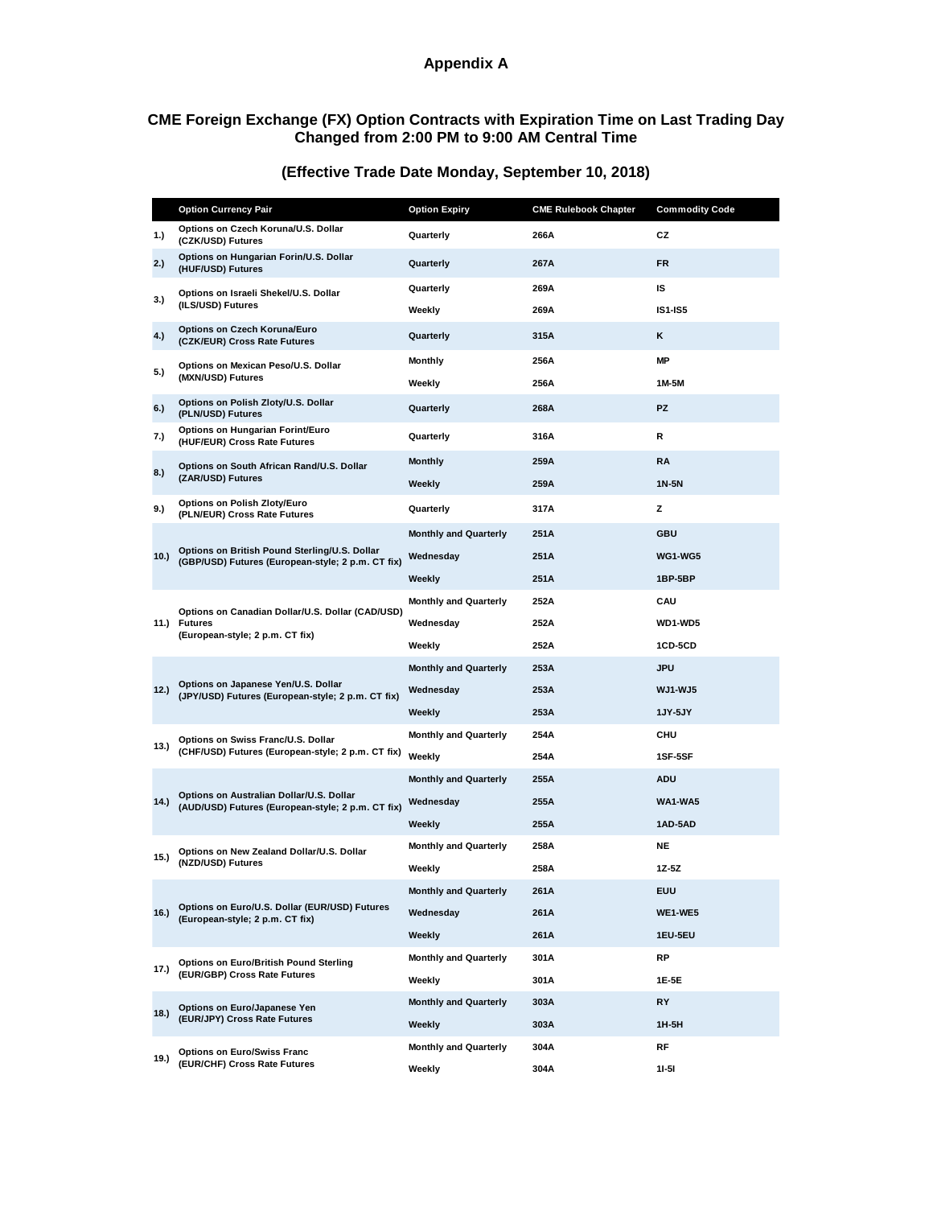## Appendix A

## CME Foreign Exchange (FX) Option Contracts with Expiration Time on Last Trading Day Changed from 2:00 PM to 9:00 AM Central Time

### (Effective Trade Date Monday, September 10, 2018)

| | Option Currency Pair | Option Expiry | CME Rulebook Chapter | Commodity Code |
|---|---|---|---|---|
| 1.) | Options on Czech Koruna/U.S. Dollar (CZK/USD) Futures | Quarterly | 266A | CZ |
| 2.) | Options on Hungarian Forin/U.S. Dollar (HUF/USD) Futures | Quarterly | 267A | FR |
| 3.) | Options on Israeli Shekel/U.S. Dollar (ILS/USD) Futures | Quarterly | 269A | IS |
| | | Weekly | 269A | IS1-IS5 |
| 4.) | Options on Czech Koruna/Euro (CZK/EUR) Cross Rate Futures | Quarterly | 315A | K |
| 5.) | Options on Mexican Peso/U.S. Dollar (MXN/USD) Futures | Monthly | 256A | MP |
| | | Weekly | 256A | 1M-5M |
| 6.) | Options on Polish Zloty/U.S. Dollar (PLN/USD) Futures | Quarterly | 268A | PZ |
| 7.) | Options on Hungarian Forint/Euro (HUF/EUR) Cross Rate Futures | Quarterly | 316A | R |
| 8.) | Options on South African Rand/U.S. Dollar (ZAR/USD) Futures | Monthly | 259A | RA |
| | | Weekly | 259A | 1N-5N |
| 9.) | Options on Polish Zloty/Euro (PLN/EUR) Cross Rate Futures | Quarterly | 317A | Z |
| 10.) | Options on British Pound Sterling/U.S. Dollar (GBP/USD) Futures (European-style; 2 p.m. CT fix) | Monthly and Quarterly | 251A | GBU |
| | | Wednesday | 251A | WG1-WG5 |
| | | Weekly | 251A | 1BP-5BP |
| 11.) | Options on Canadian Dollar/U.S. Dollar (CAD/USD) Futures (European-style; 2 p.m. CT fix) | Monthly and Quarterly | 252A | CAU |
| | | Wednesday | 252A | WD1-WD5 |
| | | Weekly | 252A | 1CD-5CD |
| 12.) | Options on Japanese Yen/U.S. Dollar (JPY/USD) Futures (European-style; 2 p.m. CT fix) | Monthly and Quarterly | 253A | JPU |
| | | Wednesday | 253A | WJ1-WJ5 |
| | | Weekly | 253A | 1JY-5JY |
| 13.) | Options on Swiss Franc/U.S. Dollar (CHF/USD) Futures (European-style; 2 p.m. CT fix) | Monthly and Quarterly | 254A | CHU |
| | | Weekly | 254A | 1SF-5SF |
| 14.) | Options on Australian Dollar/U.S. Dollar (AUD/USD) Futures (European-style; 2 p.m. CT fix) | Monthly and Quarterly | 255A | ADU |
| | | Wednesday | 255A | WA1-WA5 |
| | | Weekly | 255A | 1AD-5AD |
| 15.) | Options on New Zealand Dollar/U.S. Dollar (NZD/USD) Futures | Monthly and Quarterly | 258A | NE |
| | | Weekly | 258A | 1Z-5Z |
| 16.) | Options on Euro/U.S. Dollar (EUR/USD) Futures (European-style; 2 p.m. CT fix) | Monthly and Quarterly | 261A | EUU |
| | | Wednesday | 261A | WE1-WE5 |
| | | Weekly | 261A | 1EU-5EU |
| 17.) | Options on Euro/British Pound Sterling (EUR/GBP) Cross Rate Futures | Monthly and Quarterly | 301A | RP |
| | | Weekly | 301A | 1E-5E |
| 18.) | Options on Euro/Japanese Yen (EUR/JPY) Cross Rate Futures | Monthly and Quarterly | 303A | RY |
| | | Weekly | 303A | 1H-5H |
| 19.) | Options on Euro/Swiss Franc (EUR/CHF) Cross Rate Futures | Monthly and Quarterly | 304A | RF |
| | | Weekly | 304A | 1I-5I |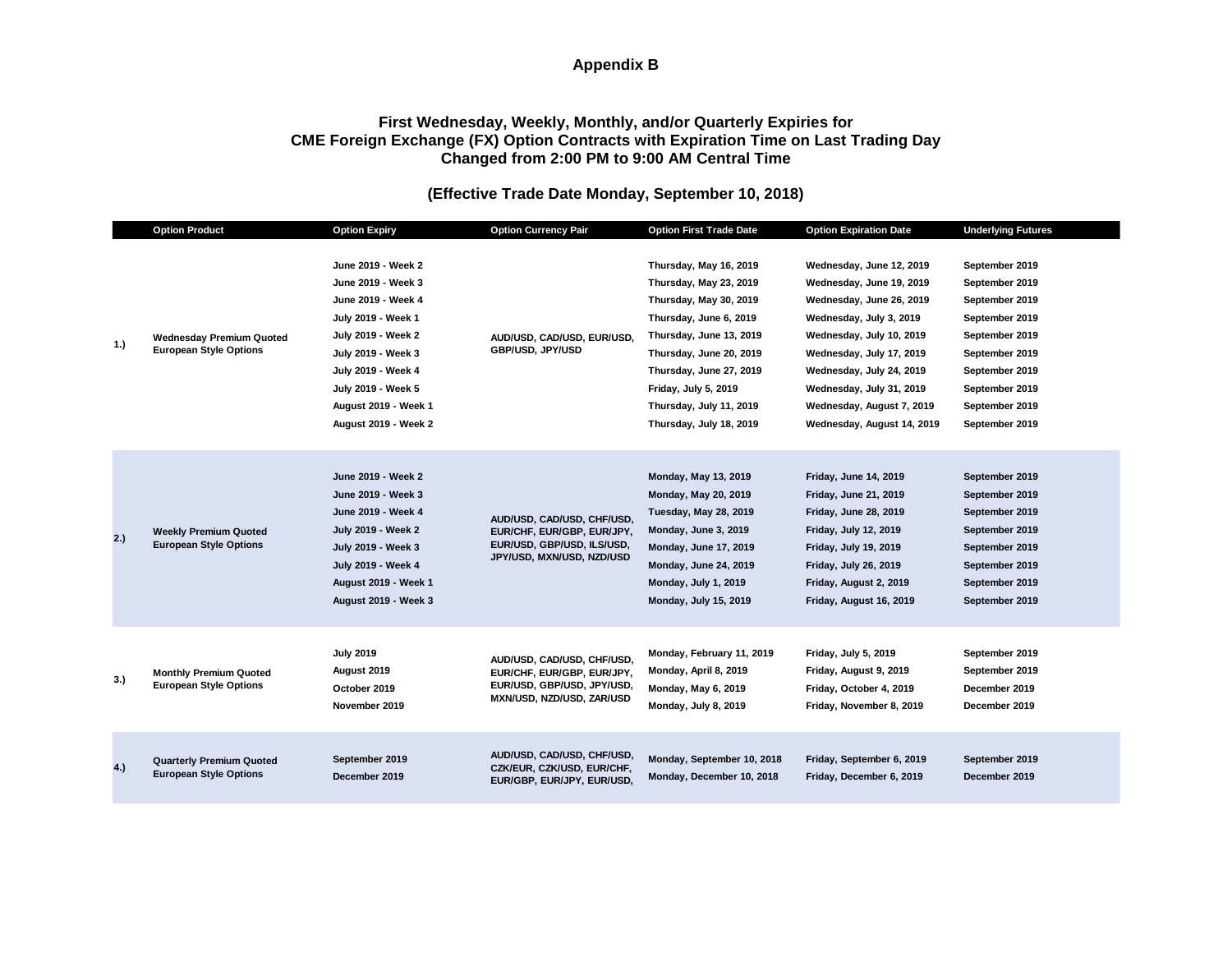# Appendix B

## First Wednesday, Weekly, Monthly, and/or Quarterly Expiries for CME Foreign Exchange (FX) Option Contracts with Expiration Time on Last Trading Day Changed from 2:00 PM to 9:00 AM Central Time

### (Effective Trade Date Monday, September 10, 2018)

| | Option Product | Option Expiry | Option Currency Pair | Option First Trade Date | Option Expiration Date | Underlying Futures |
|---|---|---|---|---|---|---|
| 1.) | Wednesday Premium Quoted European Style Options | June 2019 - Week 2 | AUD/USD, CAD/USD, EUR/USD, GBP/USD, JPY/USD | Thursday, May 16, 2019 | Wednesday, June 12, 2019 | September 2019 |
| | | June 2019 - Week 3 | | Thursday, May 23, 2019 | Wednesday, June 19, 2019 | September 2019 |
| | | June 2019 - Week 4 | | Thursday, May 30, 2019 | Wednesday, June 26, 2019 | September 2019 |
| | | July 2019 - Week 1 | | Thursday, June 6, 2019 | Wednesday, July 3, 2019 | September 2019 |
| | | July 2019 - Week 2 | | Thursday, June 13, 2019 | Wednesday, July 10, 2019 | September 2019 |
| | | July 2019 - Week 3 | | Thursday, June 20, 2019 | Wednesday, July 17, 2019 | September 2019 |
| | | July 2019 - Week 4 | | Thursday, June 27, 2019 | Wednesday, July 24, 2019 | September 2019 |
| | | July 2019 - Week 5 | | Friday, July 5, 2019 | Wednesday, July 31, 2019 | September 2019 |
| | | August 2019 - Week 1 | | Thursday, July 11, 2019 | Wednesday, August 7, 2019 | September 2019 |
| | | August 2019 - Week 2 | | Thursday, July 18, 2019 | Wednesday, August 14, 2019 | September 2019 |
| 2.) | Weekly Premium Quoted European Style Options | June 2019 - Week 2 | AUD/USD, CAD/USD, CHF/USD, EUR/CHF, EUR/GBP, EUR/JPY, EUR/USD, GBP/USD, ILS/USD, JPY/USD, MXN/USD, NZD/USD | Monday, May 13, 2019 | Friday, June 14, 2019 | September 2019 |
| | | June 2019 - Week 3 | | Monday, May 20, 2019 | Friday, June 21, 2019 | September 2019 |
| | | June 2019 - Week 4 | | Tuesday, May 28, 2019 | Friday, June 28, 2019 | September 2019 |
| | | July 2019 - Week 2 | | Monday, June 3, 2019 | Friday, July 12, 2019 | September 2019 |
| | | July 2019 - Week 3 | | Monday, June 17, 2019 | Friday, July 19, 2019 | September 2019 |
| | | July 2019 - Week 4 | | Monday, June 24, 2019 | Friday, July 26, 2019 | September 2019 |
| | | August 2019 - Week 1 | | Monday, July 1, 2019 | Friday, August 2, 2019 | September 2019 |
| | | August 2019 - Week 3 | | Monday, July 15, 2019 | Friday, August 16, 2019 | September 2019 |
| 3.) | Monthly Premium Quoted European Style Options | July 2019 | AUD/USD, CAD/USD, CHF/USD, EUR/CHF, EUR/GBP, EUR/JPY, EUR/USD, GBP/USD, JPY/USD, MXN/USD, NZD/USD, ZAR/USD | Monday, February 11, 2019 | Friday, July 5, 2019 | September 2019 |
| | | August 2019 | | Monday, April 8, 2019 | Friday, August 9, 2019 | September 2019 |
| | | October 2019 | | Monday, May 6, 2019 | Friday, October 4, 2019 | December 2019 |
| | | November 2019 | | Monday, July 8, 2019 | Friday, November 8, 2019 | December 2019 |
| 4.) | Quarterly Premium Quoted European Style Options | September 2019 | AUD/USD, CAD/USD, CHF/USD, CZK/EUR, CZK/USD, EUR/CHF, EUR/GBP, EUR/JPY, EUR/USD, | Monday, September 10, 2018 | Friday, September 6, 2019 | September 2019 |
| | | December 2019 | | Monday, December 10, 2018 | Friday, December 6, 2019 | December 2019 |